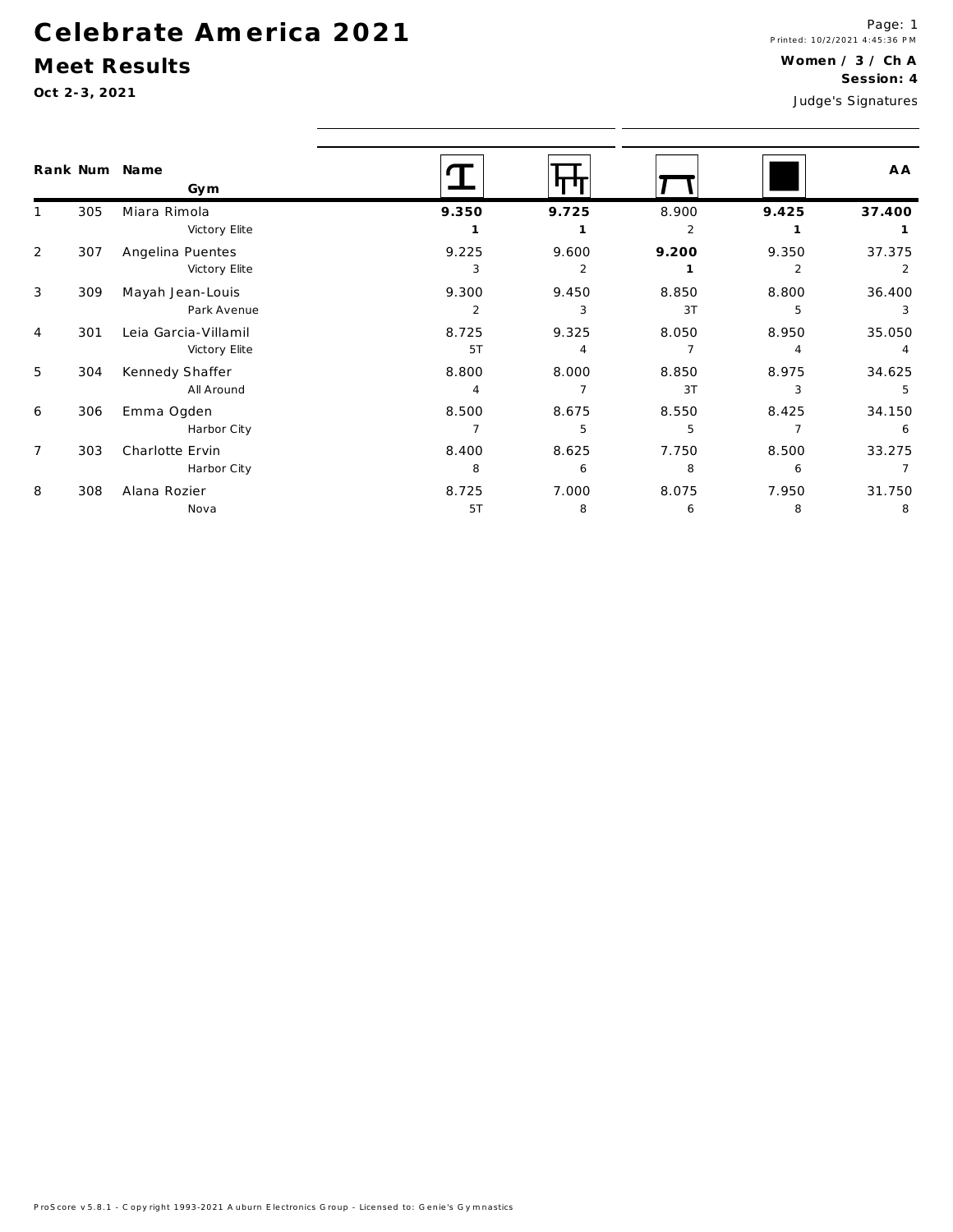# Celebrate America 2021

## Meet Results

**Oct 2-3, 2021**

**Women / 3 / Ch A**
**Session: 4**

Judge's Signatures

| Rank | Num | Name / Gym | Vault | Bars | Beam | Floor | AA |
|---|---|---|---|---|---|---|---|
| 1 | 305 | Miara Rimola | **9.350** | **9.725** | 8.900 | **9.425** | **37.400** |
| | | Victory Elite | **1** | **1** | 2 | **1** | **1** |
| 2 | 307 | Angelina Puentes | 9.225 | 9.600 | **9.200** | 9.350 | 37.375 |
| | | Victory Elite | 3 | 2 | **1** | 2 | 2 |
| 3 | 309 | Mayah Jean-Louis | 9.300 | 9.450 | 8.850 | 8.800 | 36.400 |
| | | Park Avenue | 2 | 3 | 3T | 5 | 3 |
| 4 | 301 | Leia Garcia-Villamil | 8.725 | 9.325 | 8.050 | 8.950 | 35.050 |
| | | Victory Elite | 5T | 4 | 7 | 4 | 4 |
| 5 | 304 | Kennedy Shaffer | 8.800 | 8.000 | 8.850 | 8.975 | 34.625 |
| | | All Around | 4 | 7 | 3T | 3 | 5 |
| 6 | 306 | Emma Ogden | 8.500 | 8.675 | 8.550 | 8.425 | 34.150 |
| | | Harbor City | 7 | 5 | 5 | 7 | 6 |
| 7 | 303 | Charlotte Ervin | 8.400 | 8.625 | 7.750 | 8.500 | 33.275 |
| | | Harbor City | 8 | 6 | 8 | 6 | 7 |
| 8 | 308 | Alana Rozier | 8.725 | 7.000 | 8.075 | 7.950 | 31.750 |
| | | Nova | 5T | 8 | 6 | 8 | 8 |

ProScore v5.8.1 - Copyright 1993-2021 Auburn Electronics Group - Licensed to: Genie's Gymnastics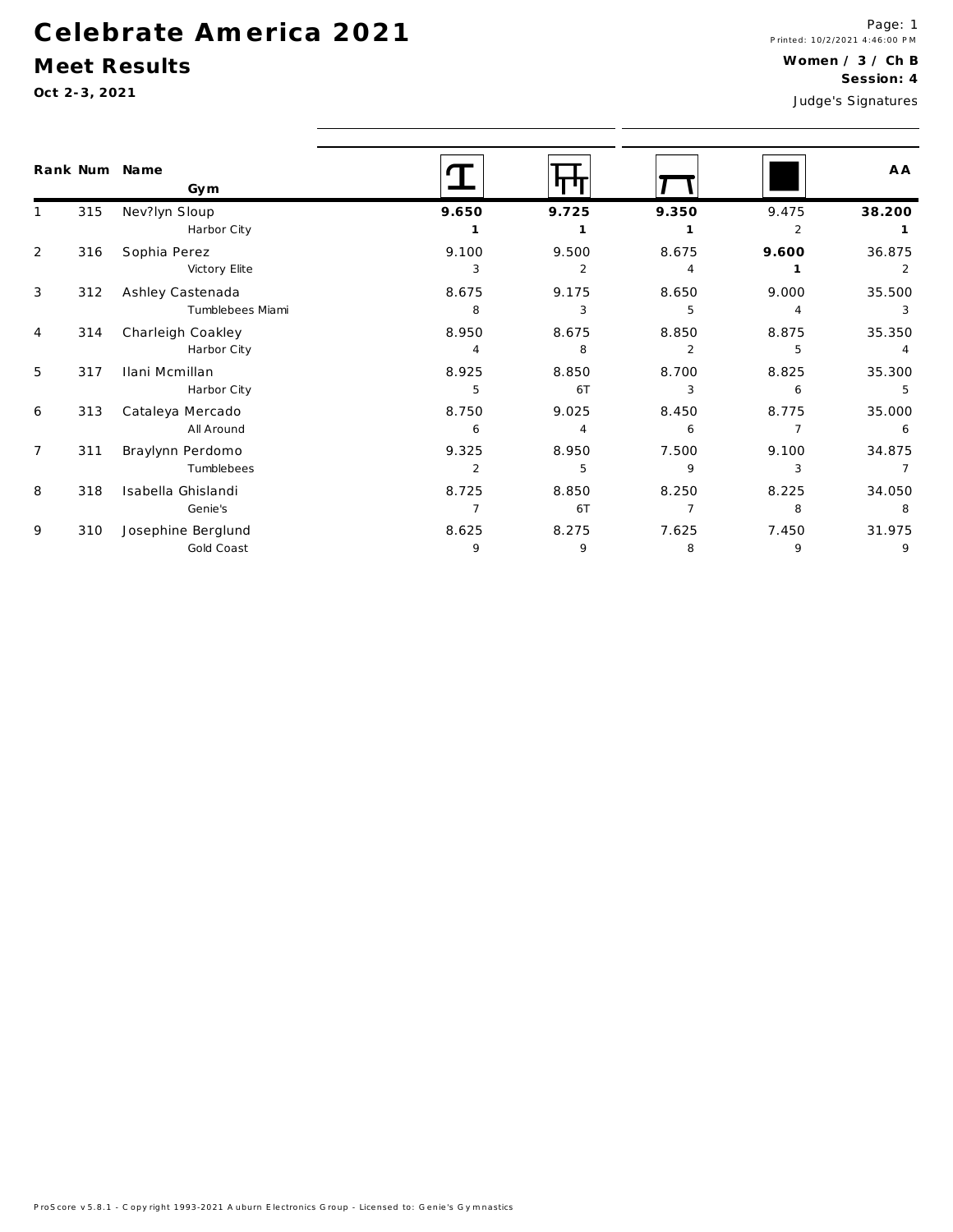# Celebrate America 2021

## Meet Results

**Oct 2-3, 2021**

Printed: 10/2/2021 4:46:00 PM

**Women / 3 / Ch B**

**Session: 4**

Judge's Signatures

| Rank | Num | Name / Gym | Vault | Bars | Beam | Floor | AA |
|---|---|---|---|---|---|---|---|
| 1 | 315 | Nev?lyn Sloup | **9.650** | **9.725** | **9.350** | 9.475 | **38.200** |
| | | Harbor City | **1** | **1** | **1** | 2 | **1** |
| 2 | 316 | Sophia Perez | 9.100 | 9.500 | 8.675 | **9.600** | 36.875 |
| | | Victory Elite | 3 | 2 | 4 | **1** | 2 |
| 3 | 312 | Ashley Castenada | 8.675 | 9.175 | 8.650 | 9.000 | 35.500 |
| | | Tumblebees Miami | 8 | 3 | 5 | 4 | 3 |
| 4 | 314 | Charleigh Coakley | 8.950 | 8.675 | 8.850 | 8.875 | 35.350 |
| | | Harbor City | 4 | 8 | 2 | 5 | 4 |
| 5 | 317 | Ilani Mcmillan | 8.925 | 8.850 | 8.700 | 8.825 | 35.300 |
| | | Harbor City | 5 | 6T | 3 | 6 | 5 |
| 6 | 313 | Cataleya Mercado | 8.750 | 9.025 | 8.450 | 8.775 | 35.000 |
| | | All Around | 6 | 4 | 6 | 7 | 6 |
| 7 | 311 | Braylynn Perdomo | 9.325 | 8.950 | 7.500 | 9.100 | 34.875 |
| | | Tumblebees | 2 | 5 | 9 | 3 | 7 |
| 8 | 318 | Isabella Ghislandi | 8.725 | 8.850 | 8.250 | 8.225 | 34.050 |
| | | Genie's | 7 | 6T | 7 | 8 | 8 |
| 9 | 310 | Josephine Berglund | 8.625 | 8.275 | 7.625 | 7.450 | 31.975 |
| | | Gold Coast | 9 | 9 | 8 | 9 | 9 |

ProScore v5.8.1 - Copyright 1993-2021 Auburn Electronics Group - Licensed to: Genie's Gymnastics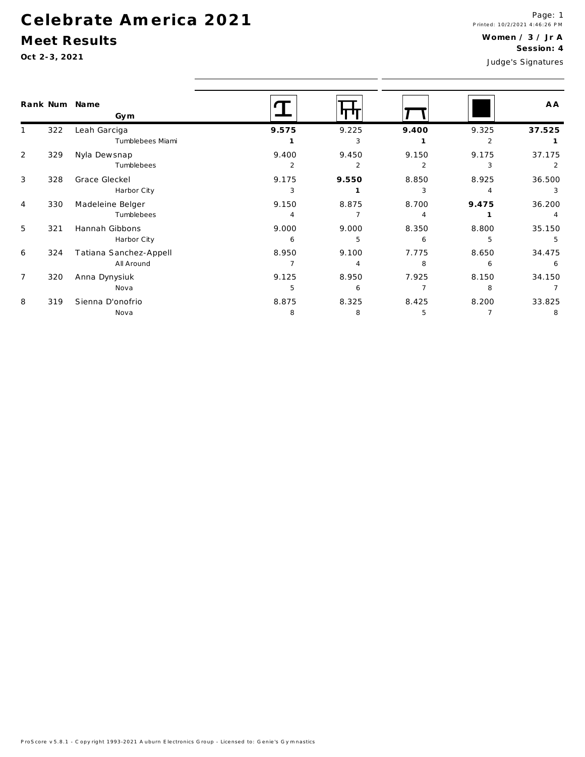# Celebrate America 2021

## Meet Results

**Oct 2-3, 2021**

Printed: 10/2/2021 4:46:26 PM

**Women / 3 / Jr A**

**Session: 4**

Judge's Signatures

| Rank | Num | Name / Gym | Vault | Bars | Beam | Floor | AA |
|---|---|---|---|---|---|---|---|
| 1 | 322 | Leah Garciga | **9.575** | 9.225 | **9.400** | 9.325 | **37.525** |
| | | Tumblebees Miami | **1** | 3 | **1** | 2 | **1** |
| 2 | 329 | Nyla Dewsnap | 9.400 | 9.450 | 9.150 | 9.175 | 37.175 |
| | | Tumblebees | 2 | 2 | 2 | 3 | 2 |
| 3 | 328 | Grace Gleckel | 9.175 | **9.550** | 8.850 | 8.925 | 36.500 |
| | | Harbor City | 3 | **1** | 3 | 4 | 3 |
| 4 | 330 | Madeleine Belger | 9.150 | 8.875 | 8.700 | **9.475** | 36.200 |
| | | Tumblebees | 4 | 7 | 4 | **1** | 4 |
| 5 | 321 | Hannah Gibbons | 9.000 | 9.000 | 8.350 | 8.800 | 35.150 |
| | | Harbor City | 6 | 5 | 6 | 5 | 5 |
| 6 | 324 | Tatiana Sanchez-Appell | 8.950 | 9.100 | 7.775 | 8.650 | 34.475 |
| | | All Around | 7 | 4 | 8 | 6 | 6 |
| 7 | 320 | Anna Dynysiuk | 9.125 | 8.950 | 7.925 | 8.150 | 34.150 |
| | | Nova | 5 | 6 | 7 | 8 | 7 |
| 8 | 319 | Sienna D'onofrio | 8.875 | 8.325 | 8.425 | 8.200 | 33.825 |
| | | Nova | 8 | 8 | 5 | 7 | 8 |

ProScore v5.8.1 - Copyright 1993-2021 Auburn Electronics Group - Licensed to: Genie's Gymnastics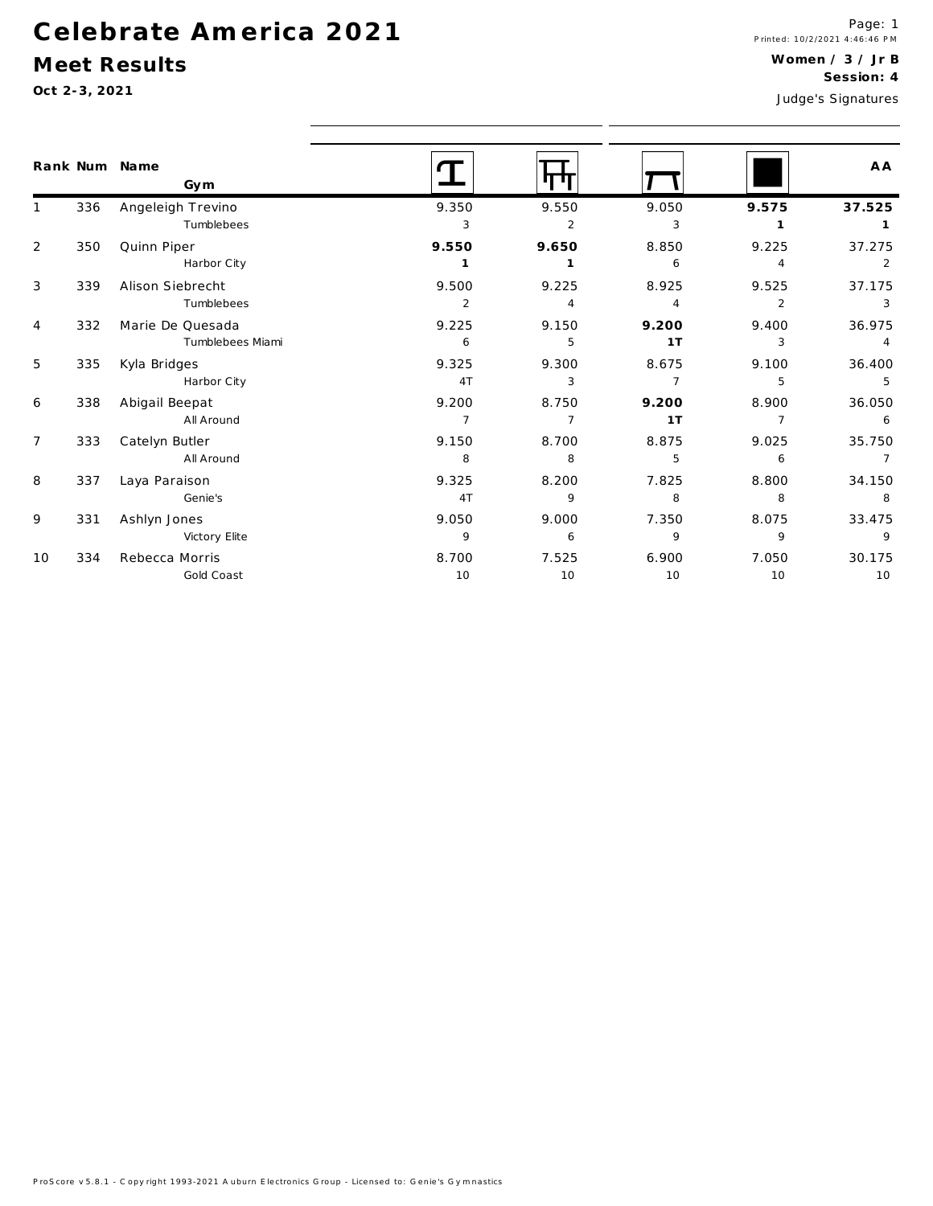# Celebrate America 2021

## Meet Results

**Oct 2-3, 2021**

Printed: 10/2/2021 4:46:46 PM

**Women / 3 / Jr B**
**Session: 4**

Judge's Signatures

| Rank | Num | Name / Gym | Vault | Bars | Beam | Floor | AA |
|---|---|---|---|---|---|---|---|
| 1 | 336 | Angeleigh Trevino<br>Tumblebees | 9.350<br>3 | 9.550<br>2 | 9.050<br>3 | **9.575**<br>**1** | **37.525**<br>**1** |
| 2 | 350 | Quinn Piper<br>Harbor City | **9.550**<br>**1** | **9.650**<br>**1** | 8.850<br>6 | 9.225<br>4 | 37.275<br>2 |
| 3 | 339 | Alison Siebrecht<br>Tumblebees | 9.500<br>2 | 9.225<br>4 | 8.925<br>4 | 9.525<br>2 | 37.175<br>3 |
| 4 | 332 | Marie De Quesada<br>Tumblebees Miami | 9.225<br>6 | 9.150<br>5 | **9.200**<br>**1T** | 9.400<br>3 | 36.975<br>4 |
| 5 | 335 | Kyla Bridges<br>Harbor City | 9.325<br>4T | 9.300<br>3 | 8.675<br>7 | 9.100<br>5 | 36.400<br>5 |
| 6 | 338 | Abigail Beepat<br>All Around | 9.200<br>7 | 8.750<br>7 | **9.200**<br>**1T** | 8.900<br>7 | 36.050<br>6 |
| 7 | 333 | Catelyn Butler<br>All Around | 9.150<br>8 | 8.700<br>8 | 8.875<br>5 | 9.025<br>6 | 35.750<br>7 |
| 8 | 337 | Laya Paraison<br>Genie's | 9.325<br>4T | 8.200<br>9 | 7.825<br>8 | 8.800<br>8 | 34.150<br>8 |
| 9 | 331 | Ashlyn Jones<br>Victory Elite | 9.050<br>9 | 9.000<br>6 | 7.350<br>9 | 8.075<br>9 | 33.475<br>9 |
| 10 | 334 | Rebecca Morris<br>Gold Coast | 8.700<br>10 | 7.525<br>10 | 6.900<br>10 | 7.050<br>10 | 30.175<br>10 |

ProScore v5.8.1 - Copyright 1993-2021 Auburn Electronics Group - Licensed to: Genie's Gymnastics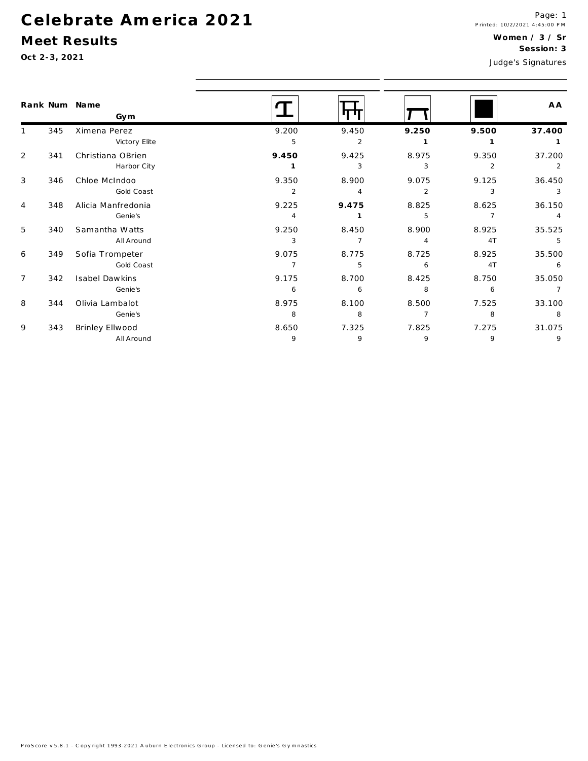# Celebrate America 2021

## Meet Results

**Oct 2-3, 2021**

Printed: 10/2/2021 4:45:00 PM

**Women / 3 / Sr**

**Session: 3**

Judge's Signatures

| Rank | Num | Name / Gym | Vault | Bars | Beam | Floor | AA |
|---|---|---|---|---|---|---|---|
| 1 | 345 | Ximena Perez<br>Victory Elite | 9.200<br>5 | 9.450<br>2 | **9.250**<br>**1** | **9.500**<br>**1** | **37.400**<br>**1** |
| 2 | 341 | Christiana OBrien<br>Harbor City | **9.450**<br>**1** | 9.425<br>3 | 8.975<br>3 | 9.350<br>2 | 37.200<br>2 |
| 3 | 346 | Chloe McIndoo<br>Gold Coast | 9.350<br>2 | 8.900<br>4 | 9.075<br>2 | 9.125<br>3 | 36.450<br>3 |
| 4 | 348 | Alicia Manfredonia<br>Genie's | 9.225<br>4 | **9.475**<br>**1** | 8.825<br>5 | 8.625<br>7 | 36.150<br>4 |
| 5 | 340 | Samantha Watts<br>All Around | 9.250<br>3 | 8.450<br>7 | 8.900<br>4 | 8.925<br>4T | 35.525<br>5 |
| 6 | 349 | Sofia Trompeter<br>Gold Coast | 9.075<br>7 | 8.775<br>5 | 8.725<br>6 | 8.925<br>4T | 35.500<br>6 |
| 7 | 342 | Isabel Dawkins<br>Genie's | 9.175<br>6 | 8.700<br>6 | 8.425<br>8 | 8.750<br>6 | 35.050<br>7 |
| 8 | 344 | Olivia Lambalot<br>Genie's | 8.975<br>8 | 8.100<br>8 | 8.500<br>7 | 7.525<br>8 | 33.100<br>8 |
| 9 | 343 | Brinley Ellwood<br>All Around | 8.650<br>9 | 7.325<br>9 | 7.825<br>9 | 7.275<br>9 | 31.075<br>9 |

ProScore v5.8.1 - Copyright 1993-2021 Auburn Electronics Group - Licensed to: Genie's Gymnastics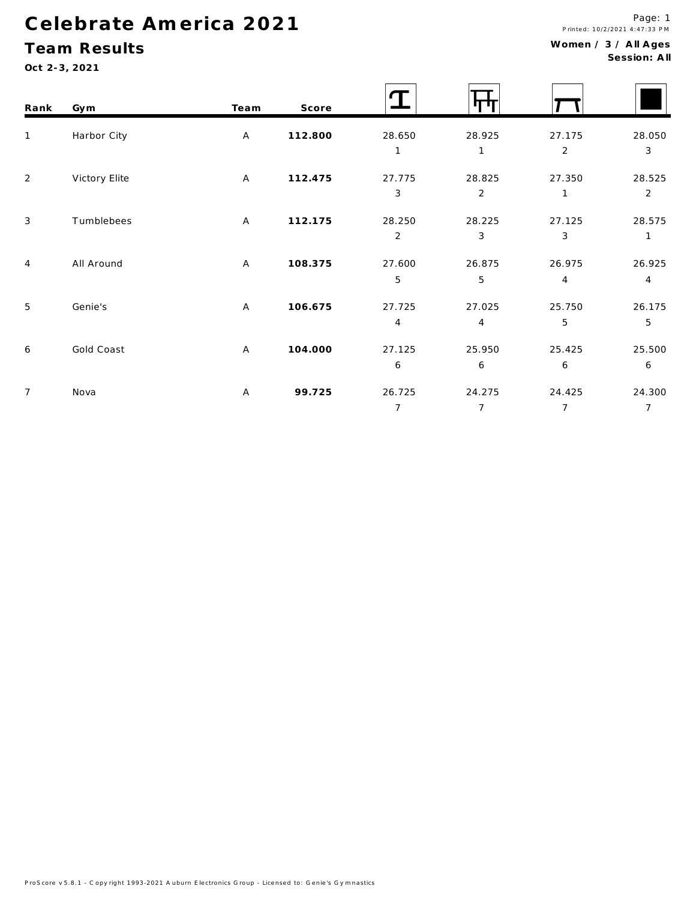# Celebrate America 2021

## Team Results

**Oct 2-3, 2021**

Printed: 10/2/2021 4:47:33 PM

**Women / 3 / All Ages**
**Session: All**

| Rank | Gym | Team | Score | Vault | Bars | Beam | Floor |
|---|---|---|---|---|---|---|---|
| 1 | Harbor City | A | **112.800** | 28.650<br>1 | 28.925<br>1 | 27.175<br>2 | 28.050<br>3 |
| 2 | Victory Elite | A | **112.475** | 27.775<br>3 | 28.825<br>2 | 27.350<br>1 | 28.525<br>2 |
| 3 | Tumblebees | A | **112.175** | 28.250<br>2 | 28.225<br>3 | 27.125<br>3 | 28.575<br>1 |
| 4 | All Around | A | **108.375** | 27.600<br>5 | 26.875<br>5 | 26.975<br>4 | 26.925<br>4 |
| 5 | Genie's | A | **106.675** | 27.725<br>4 | 27.025<br>4 | 25.750<br>5 | 26.175<br>5 |
| 6 | Gold Coast | A | **104.000** | 27.125<br>6 | 25.950<br>6 | 25.425<br>6 | 25.500<br>6 |
| 7 | Nova | A | **99.725** | 26.725<br>7 | 24.275<br>7 | 24.425<br>7 | 24.300<br>7 |

ProScore v5.8.1 - Copyright 1993-2021 Auburn Electronics Group - Licensed to: Genie's Gymnastics